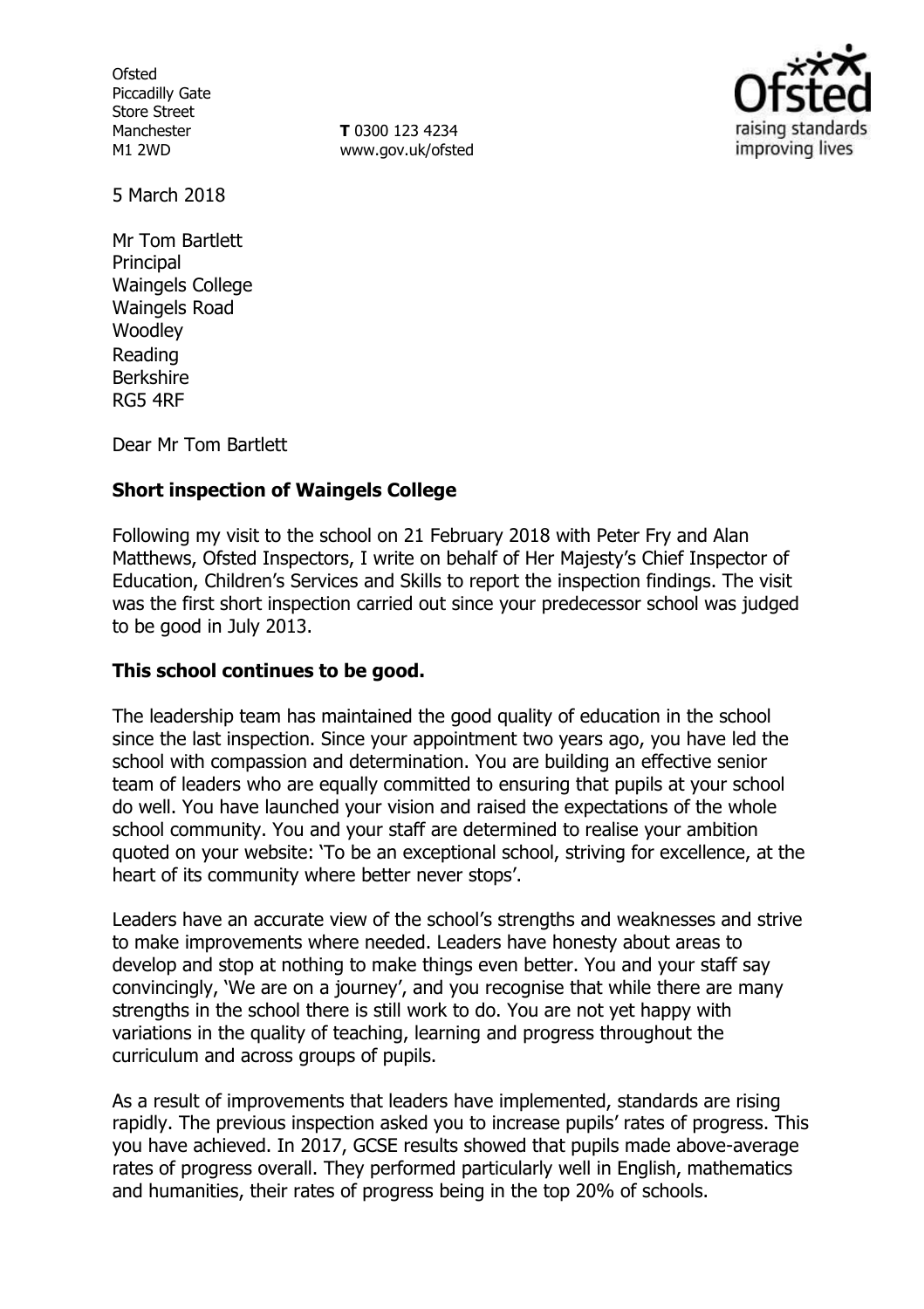Ofsted
Piccadilly Gate
Store Street
Manchester
M1 2WD

**T** 0300 123 4234
www.gov.uk/ofsted

5 March 2018

Mr Tom Bartlett
Principal
Waingels College
Waingels Road
Woodley
Reading
Berkshire
RG5 4RF

Dear Mr Tom Bartlett

**Short inspection of Waingels College**

Following my visit to the school on 21 February 2018 with Peter Fry and Alan Matthews, Ofsted Inspectors, I write on behalf of Her Majesty's Chief Inspector of Education, Children's Services and Skills to report the inspection findings. The visit was the first short inspection carried out since your predecessor school was judged to be good in July 2013.

**This school continues to be good.**

The leadership team has maintained the good quality of education in the school since the last inspection. Since your appointment two years ago, you have led the school with compassion and determination. You are building an effective senior team of leaders who are equally committed to ensuring that pupils at your school do well. You have launched your vision and raised the expectations of the whole school community. You and your staff are determined to realise your ambition quoted on your website: 'To be an exceptional school, striving for excellence, at the heart of its community where better never stops'.

Leaders have an accurate view of the school's strengths and weaknesses and strive to make improvements where needed. Leaders have honesty about areas to develop and stop at nothing to make things even better. You and your staff say convincingly, 'We are on a journey', and you recognise that while there are many strengths in the school there is still work to do. You are not yet happy with variations in the quality of teaching, learning and progress throughout the curriculum and across groups of pupils.

As a result of improvements that leaders have implemented, standards are rising rapidly. The previous inspection asked you to increase pupils' rates of progress. This you have achieved. In 2017, GCSE results showed that pupils made above-average rates of progress overall. They performed particularly well in English, mathematics and humanities, their rates of progress being in the top 20% of schools.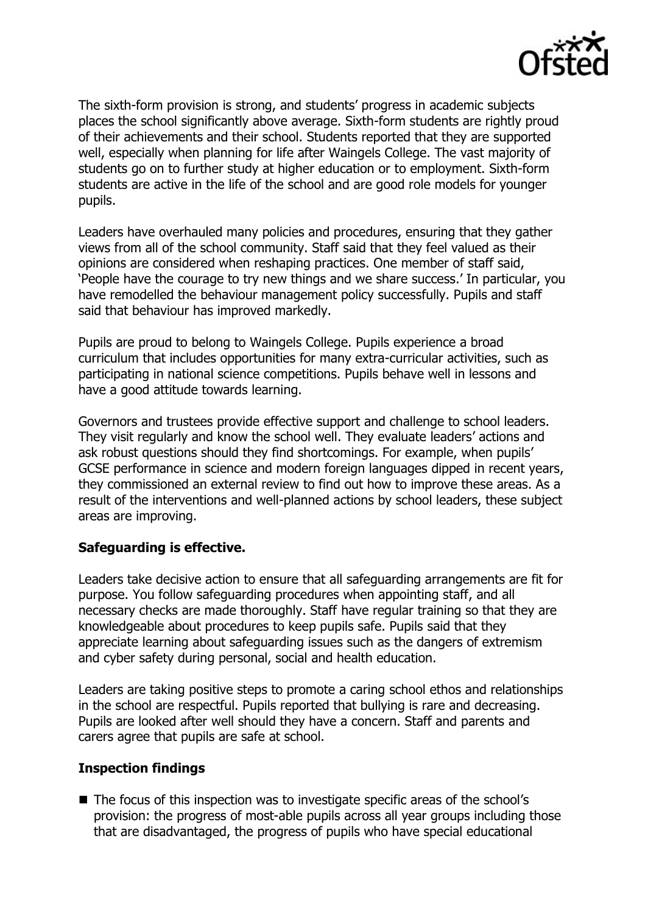The sixth-form provision is strong, and students' progress in academic subjects places the school significantly above average. Sixth-form students are rightly proud of their achievements and their school. Students reported that they are supported well, especially when planning for life after Waingels College. The vast majority of students go on to further study at higher education or to employment. Sixth-form students are active in the life of the school and are good role models for younger pupils.

Leaders have overhauled many policies and procedures, ensuring that they gather views from all of the school community. Staff said that they feel valued as their opinions are considered when reshaping practices. One member of staff said, 'People have the courage to try new things and we share success.' In particular, you have remodelled the behaviour management policy successfully. Pupils and staff said that behaviour has improved markedly.

Pupils are proud to belong to Waingels College. Pupils experience a broad curriculum that includes opportunities for many extra-curricular activities, such as participating in national science competitions. Pupils behave well in lessons and have a good attitude towards learning.

Governors and trustees provide effective support and challenge to school leaders. They visit regularly and know the school well. They evaluate leaders' actions and ask robust questions should they find shortcomings. For example, when pupils' GCSE performance in science and modern foreign languages dipped in recent years, they commissioned an external review to find out how to improve these areas. As a result of the interventions and well-planned actions by school leaders, these subject areas are improving.

## Safeguarding is effective.

Leaders take decisive action to ensure that all safeguarding arrangements are fit for purpose. You follow safeguarding procedures when appointing staff, and all necessary checks are made thoroughly. Staff have regular training so that they are knowledgeable about procedures to keep pupils safe. Pupils said that they appreciate learning about safeguarding issues such as the dangers of extremism and cyber safety during personal, social and health education.

Leaders are taking positive steps to promote a caring school ethos and relationships in the school are respectful. Pupils reported that bullying is rare and decreasing. Pupils are looked after well should they have a concern. Staff and parents and carers agree that pupils are safe at school.

## Inspection findings

- The focus of this inspection was to investigate specific areas of the school's provision: the progress of most-able pupils across all year groups including those that are disadvantaged, the progress of pupils who have special educational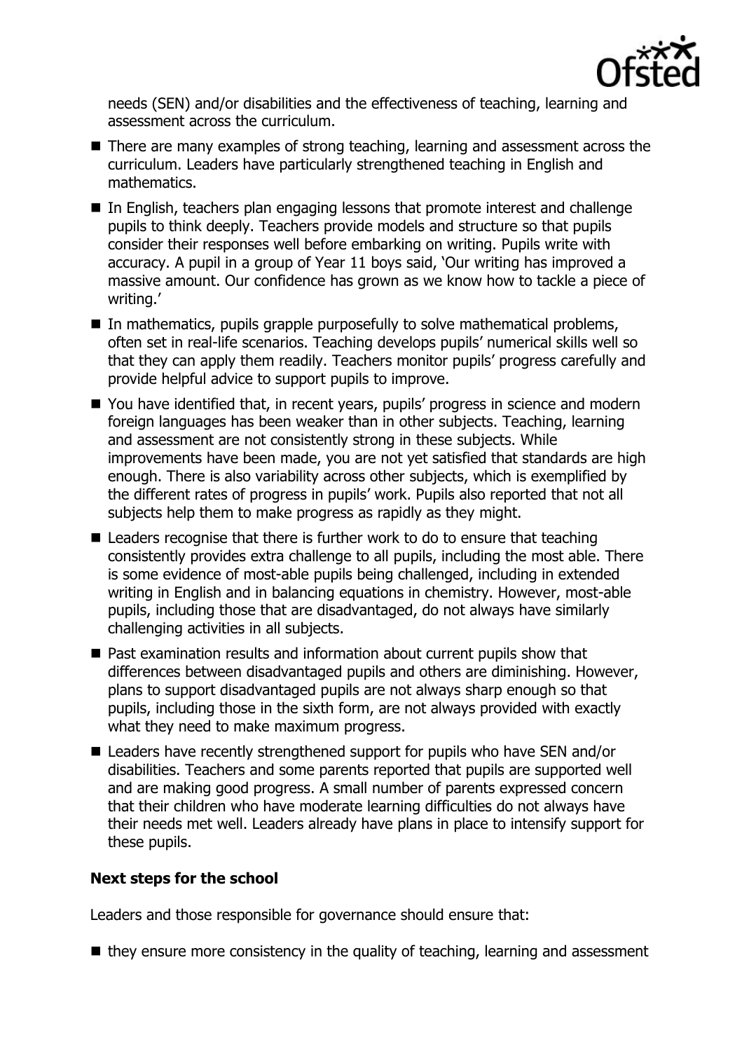needs (SEN) and/or disabilities and the effectiveness of teaching, learning and assessment across the curriculum.

- There are many examples of strong teaching, learning and assessment across the curriculum. Leaders have particularly strengthened teaching in English and mathematics.
- In English, teachers plan engaging lessons that promote interest and challenge pupils to think deeply. Teachers provide models and structure so that pupils consider their responses well before embarking on writing. Pupils write with accuracy. A pupil in a group of Year 11 boys said, 'Our writing has improved a massive amount. Our confidence has grown as we know how to tackle a piece of writing.'
- In mathematics, pupils grapple purposefully to solve mathematical problems, often set in real-life scenarios. Teaching develops pupils' numerical skills well so that they can apply them readily. Teachers monitor pupils' progress carefully and provide helpful advice to support pupils to improve.
- You have identified that, in recent years, pupils' progress in science and modern foreign languages has been weaker than in other subjects. Teaching, learning and assessment are not consistently strong in these subjects. While improvements have been made, you are not yet satisfied that standards are high enough. There is also variability across other subjects, which is exemplified by the different rates of progress in pupils' work. Pupils also reported that not all subjects help them to make progress as rapidly as they might.
- Leaders recognise that there is further work to do to ensure that teaching consistently provides extra challenge to all pupils, including the most able. There is some evidence of most-able pupils being challenged, including in extended writing in English and in balancing equations in chemistry. However, most-able pupils, including those that are disadvantaged, do not always have similarly challenging activities in all subjects.
- Past examination results and information about current pupils show that differences between disadvantaged pupils and others are diminishing. However, plans to support disadvantaged pupils are not always sharp enough so that pupils, including those in the sixth form, are not always provided with exactly what they need to make maximum progress.
- Leaders have recently strengthened support for pupils who have SEN and/or disabilities. Teachers and some parents reported that pupils are supported well and are making good progress. A small number of parents expressed concern that their children who have moderate learning difficulties do not always have their needs met well. Leaders already have plans in place to intensify support for these pupils.

**Next steps for the school**

Leaders and those responsible for governance should ensure that:

- they ensure more consistency in the quality of teaching, learning and assessment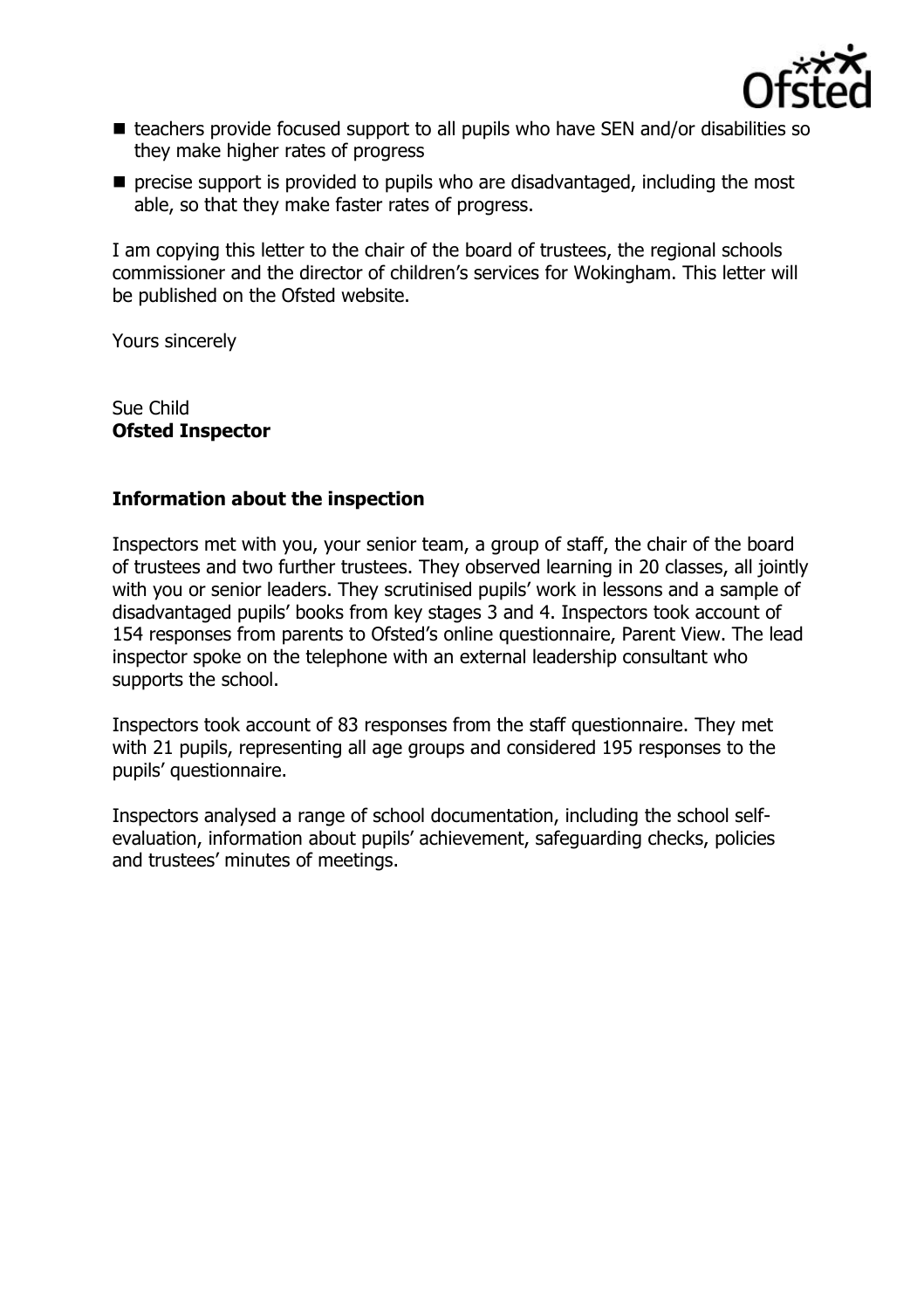- teachers provide focused support to all pupils who have SEN and/or disabilities so they make higher rates of progress
- precise support is provided to pupils who are disadvantaged, including the most able, so that they make faster rates of progress.

I am copying this letter to the chair of the board of trustees, the regional schools commissioner and the director of children's services for Wokingham. This letter will be published on the Ofsted website.

Yours sincerely

Sue Child
**Ofsted Inspector**

### Information about the inspection

Inspectors met with you, your senior team, a group of staff, the chair of the board of trustees and two further trustees. They observed learning in 20 classes, all jointly with you or senior leaders. They scrutinised pupils' work in lessons and a sample of disadvantaged pupils' books from key stages 3 and 4. Inspectors took account of 154 responses from parents to Ofsted's online questionnaire, Parent View. The lead inspector spoke on the telephone with an external leadership consultant who supports the school.

Inspectors took account of 83 responses from the staff questionnaire. They met with 21 pupils, representing all age groups and considered 195 responses to the pupils' questionnaire.

Inspectors analysed a range of school documentation, including the school self-evaluation, information about pupils' achievement, safeguarding checks, policies and trustees' minutes of meetings.